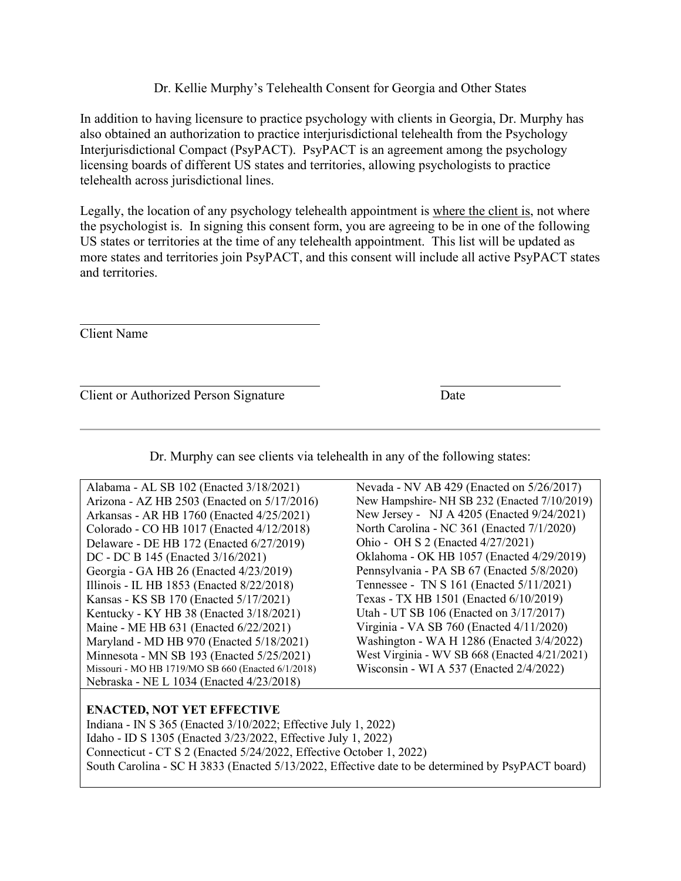Dr. Kellie Murphy's Telehealth Consent for Georgia and Other States

In addition to having licensure to practice psychology with clients in Georgia, Dr. Murphy has also obtained an authorization to practice interjurisdictional telehealth from the Psychology Interjurisdictional Compact (PsyPACT). PsyPACT is an agreement among the psychology licensing boards of different US states and territories, allowing psychologists to practice telehealth across jurisdictional lines.

Legally, the location of any psychology telehealth appointment is where the client is, not where the psychologist is. In signing this consent form, you are agreeing to be in one of the following US states or territories at the time of any telehealth appointment. This list will be updated as more states and territories join PsyPACT, and this consent will include all active PsyPACT states and territories.

\_\_\_\_\_\_\_\_\_\_\_\_\_\_\_\_\_\_\_\_\_\_\_\_\_\_\_\_\_\_\_\_\_\_\_\_

Client Name

\_\_\_\_\_\_\_\_\_\_\_\_\_\_\_\_\_\_\_\_\_\_\_\_\_\_\_\_\_\_\_\_\_\_\_\_ \_\_\_\_\_\_\_\_\_\_\_\_\_\_\_\_\_\_

Client or Authorized Person Signature Date

---

Dr. Murphy can see clients via telehealth in any of the following states:

- Alabama - AL SB 102 (Enacted 3/18/2021)
- Arizona - AZ HB 2503 (Enacted on 5/17/2016)
- Arkansas - AR HB 1760 (Enacted 4/25/2021)
- Colorado - CO HB 1017 (Enacted 4/12/2018)
- Delaware - DE HB 172 (Enacted 6/27/2019)
- DC - DC B 145 (Enacted 3/16/2021)
- Georgia - GA HB 26 (Enacted 4/23/2019)
- Illinois - IL HB 1853 (Enacted 8/22/2018)
- Kansas - KS SB 170 (Enacted 5/17/2021)
- Kentucky - KY HB 38 (Enacted 3/18/2021)
- Maine - ME HB 631 (Enacted 6/22/2021)
- Maryland - MD HB 970 (Enacted 5/18/2021)
- Minnesota - MN SB 193 (Enacted 5/25/2021)
- Missouri - MO HB 1719/MO SB 660 (Enacted 6/1/2018)
- Nebraska - NE L 1034 (Enacted 4/23/2018)
- Nevada - NV AB 429 (Enacted on 5/26/2017)
- New Hampshire- NH SB 232 (Enacted 7/10/2019)
- New Jersey - NJ A 4205 (Enacted 9/24/2021)
- North Carolina - NC 361 (Enacted 7/1/2020)
- Ohio - OH S 2 (Enacted 4/27/2021)
- Oklahoma - OK HB 1057 (Enacted 4/29/2019)
- Pennsylvania - PA SB 67 (Enacted 5/8/2020)
- Tennessee - TN S 161 (Enacted 5/11/2021)
- Texas - TX HB 1501 (Enacted 6/10/2019)
- Utah - UT SB 106 (Enacted on 3/17/2017)
- Virginia - VA SB 760 (Enacted 4/11/2020)
- Washington - WA H 1286 (Enacted 3/4/2022)
- West Virginia - WV SB 668 (Enacted 4/21/2021)
- Wisconsin - WI A 537 (Enacted 2/4/2022)

**ENACTED, NOT YET EFFECTIVE**

- Indiana - IN S 365 (Enacted 3/10/2022; Effective July 1, 2022)
- Idaho - ID S 1305 (Enacted 3/23/2022, Effective July 1, 2022)
- Connecticut - CT S 2 (Enacted 5/24/2022, Effective October 1, 2022)
- South Carolina - SC H 3833 (Enacted 5/13/2022, Effective date to be determined by PsyPACT board)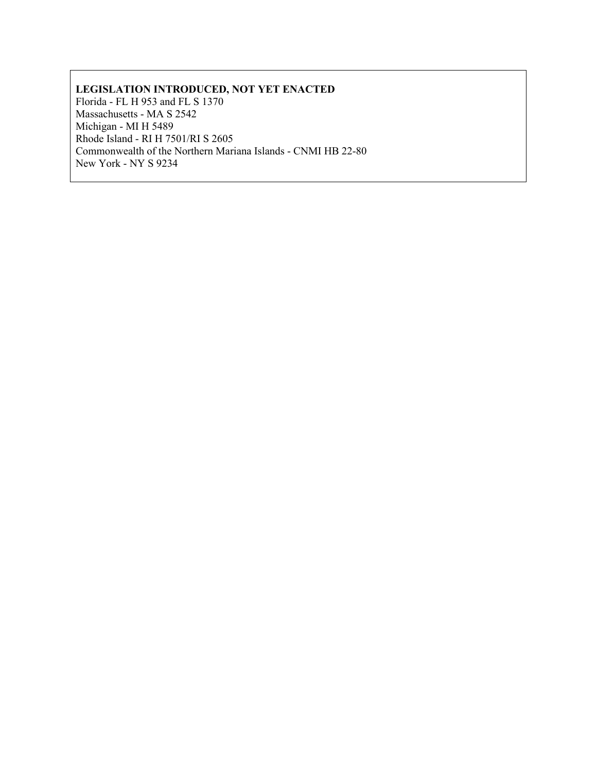**LEGISLATION INTRODUCED, NOT YET ENACTED**

Florida - FL H 953 and FL S 1370
Massachusetts - MA S 2542
Michigan - MI H 5489
Rhode Island - RI H 7501/RI S 2605
Commonwealth of the Northern Mariana Islands - CNMI HB 22-80
New York - NY S 9234